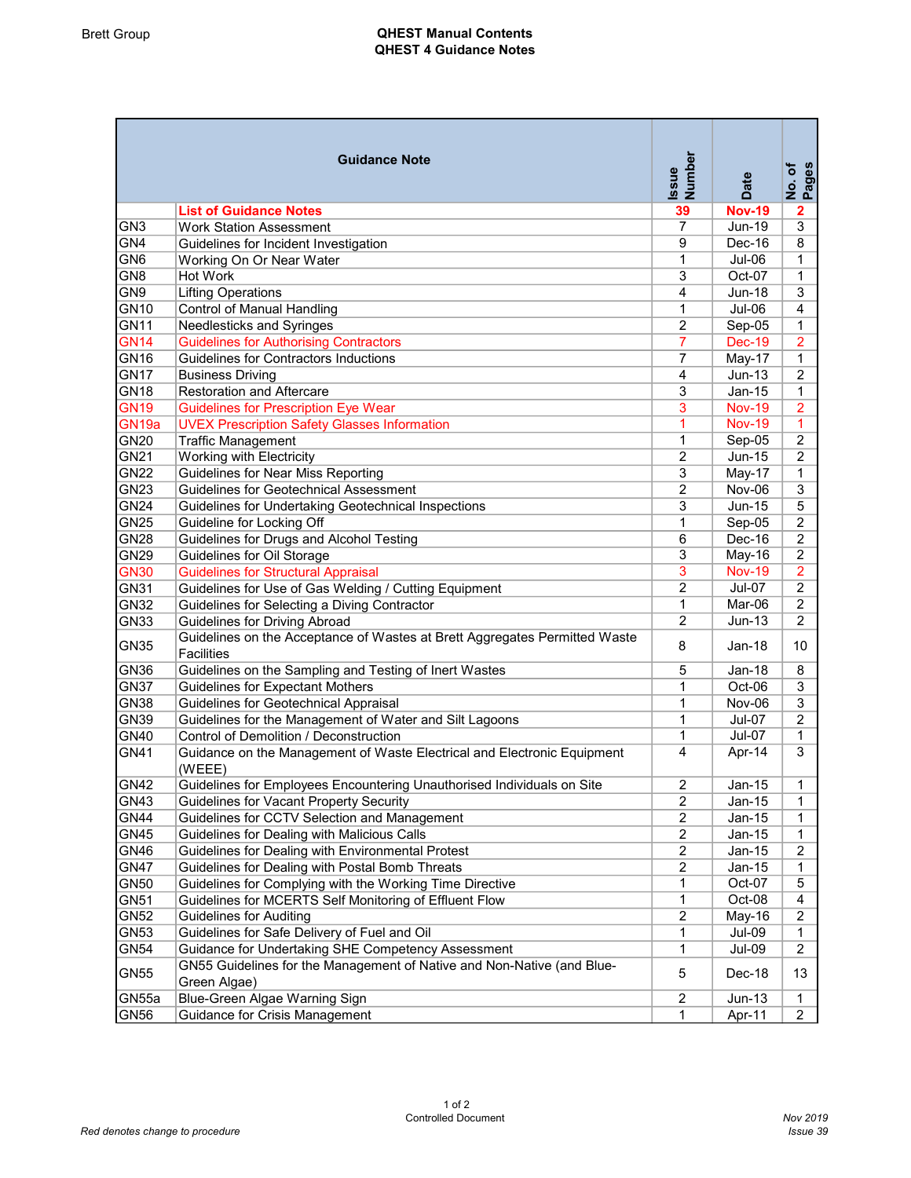# QHEST Manual Contents

## QHEST 4 Guidance Notes

| | Guidance Note | Issue Number | Date | No. of Pages |
|---|---|---|---|---|
| | **List of Guidance Notes** | **39** | **Nov-19** | **2** |
| GN3 | Work Station Assessment | 7 | Jun-19 | 3 |
| GN4 | Guidelines for Incident Investigation | 9 | Dec-16 | 8 |
| GN6 | Working On Or Near Water | 1 | Jul-06 | 1 |
| GN8 | Hot Work | 3 | Oct-07 | 1 |
| GN9 | Lifting Operations | 4 | Jun-18 | 3 |
| GN10 | Control of Manual Handling | 1 | Jul-06 | 4 |
| GN11 | Needlesticks and Syringes | 2 | Sep-05 | 1 |
| GN14 | Guidelines for Authorising Contractors | 7 | Dec-19 | 2 |
| GN16 | Guidelines for Contractors Inductions | 7 | May-17 | 1 |
| GN17 | Business Driving | 4 | Jun-13 | 2 |
| GN18 | Restoration and Aftercare | 3 | Jan-15 | 1 |
| GN19 | Guidelines for Prescription Eye Wear | 3 | Nov-19 | 2 |
| GN19a | UVEX Prescription Safety Glasses Information | 1 | Nov-19 | 1 |
| GN20 | Traffic Management | 1 | Sep-05 | 2 |
| GN21 | Working with Electricity | 2 | Jun-15 | 2 |
| GN22 | Guidelines for Near Miss Reporting | 3 | May-17 | 1 |
| GN23 | Guidelines for Geotechnical Assessment | 2 | Nov-06 | 3 |
| GN24 | Guidelines for Undertaking Geotechnical Inspections | 3 | Jun-15 | 5 |
| GN25 | Guideline for Locking Off | 1 | Sep-05 | 2 |
| GN28 | Guidelines for Drugs and Alcohol Testing | 6 | Dec-16 | 2 |
| GN29 | Guidelines for Oil Storage | 3 | May-16 | 2 |
| GN30 | Guidelines for Structural Appraisal | 3 | Nov-19 | 2 |
| GN31 | Guidelines for Use of Gas Welding / Cutting Equipment | 2 | Jul-07 | 2 |
| GN32 | Guidelines for Selecting a Diving Contractor | 1 | Mar-06 | 2 |
| GN33 | Guidelines for Driving Abroad | 2 | Jun-13 | 2 |
| GN35 | Guidelines on the Acceptance of Wastes at Brett Aggregates Permitted Waste Facilities | 8 | Jan-18 | 10 |
| GN36 | Guidelines on the Sampling and Testing of Inert Wastes | 5 | Jan-18 | 8 |
| GN37 | Guidelines for Expectant Mothers | 1 | Oct-06 | 3 |
| GN38 | Guidelines for Geotechnical Appraisal | 1 | Nov-06 | 3 |
| GN39 | Guidelines for the Management of Water and Silt Lagoons | 1 | Jul-07 | 2 |
| GN40 | Control of Demolition / Deconstruction | 1 | Jul-07 | 1 |
| GN41 | Guidance on the Management of Waste Electrical and Electronic Equipment (WEEE) | 4 | Apr-14 | 3 |
| GN42 | Guidelines for Employees Encountering Unauthorised Individuals on Site | 2 | Jan-15 | 1 |
| GN43 | Guidelines for Vacant Property Security | 2 | Jan-15 | 1 |
| GN44 | Guidelines for CCTV Selection and Management | 2 | Jan-15 | 1 |
| GN45 | Guidelines for Dealing with Malicious Calls | 2 | Jan-15 | 1 |
| GN46 | Guidelines for Dealing with Environmental Protest | 2 | Jan-15 | 2 |
| GN47 | Guidelines for Dealing with Postal Bomb Threats | 2 | Jan-15 | 1 |
| GN50 | Guidelines for Complying with the Working Time Directive | 1 | Oct-07 | 5 |
| GN51 | Guidelines for MCERTS Self Monitoring of Effluent Flow | 1 | Oct-08 | 4 |
| GN52 | Guidelines for Auditing | 2 | May-16 | 2 |
| GN53 | Guidelines for Safe Delivery of Fuel and Oil | 1 | Jul-09 | 1 |
| GN54 | Guidance for Undertaking SHE Competency Assessment | 1 | Jul-09 | 2 |
| GN55 | GN55 Guidelines for the Management of Native and Non-Native (and Blue-Green Algae) | 5 | Dec-18 | 13 |
| GN55a | Blue-Green Algae Warning Sign | 2 | Jun-13 | 1 |
| GN56 | Guidance for Crisis Management | 1 | Apr-11 | 2 |

Controlled Document

*Red denotes change to procedure*

*Nov 2019*
*Issue 39*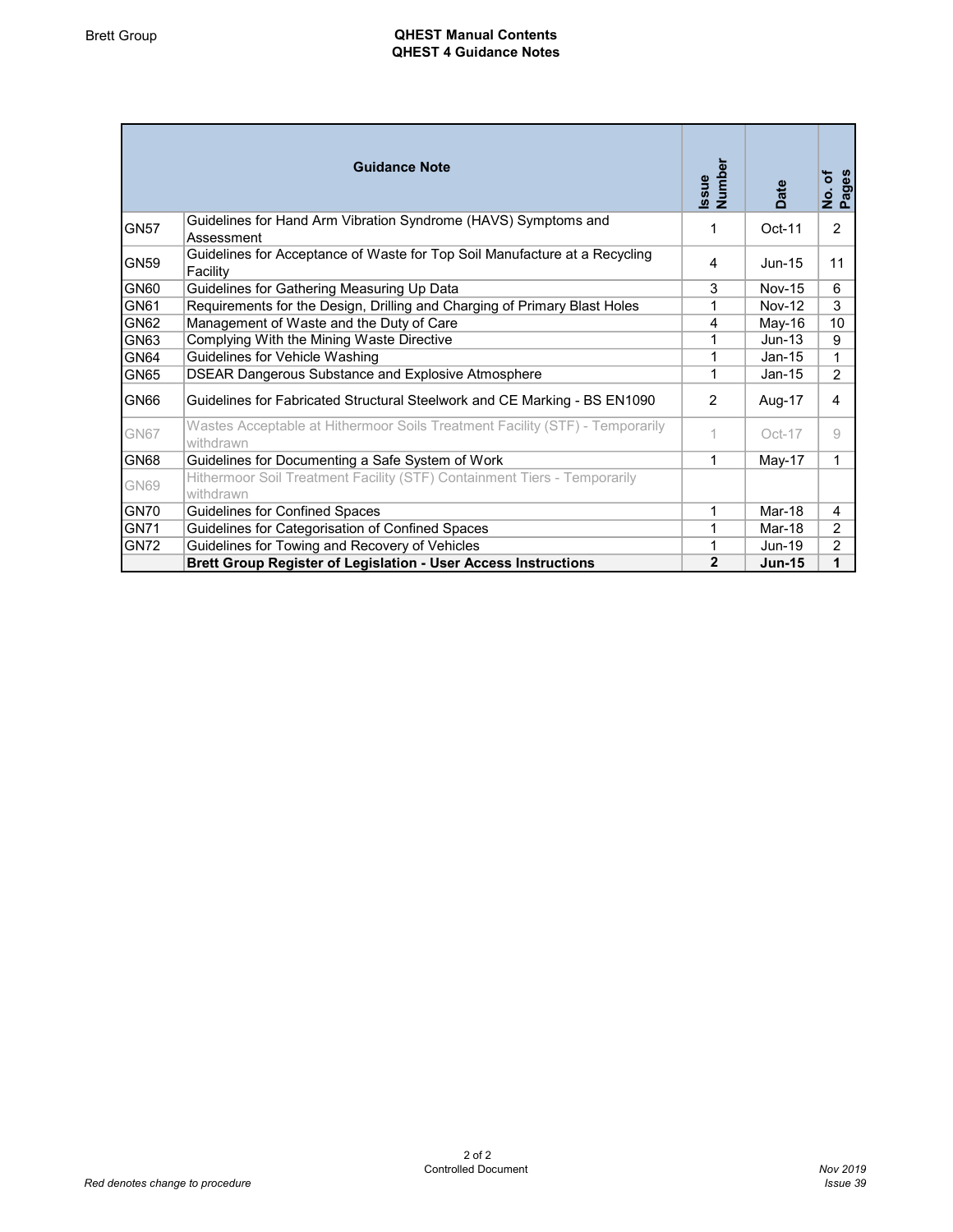# QHEST Manual Contents
## QHEST 4 Guidance Notes

| Guidance Note | | Issue Number | Date | No. of Pages |
|---|---|---|---|---|
| GN57 | Guidelines for Hand Arm Vibration Syndrome (HAVS) Symptoms and Assessment | 1 | Oct-11 | 2 |
| GN59 | Guidelines for Acceptance of Waste for Top Soil Manufacture at a Recycling Facility | 4 | Jun-15 | 11 |
| GN60 | Guidelines for Gathering Measuring Up Data | 3 | Nov-15 | 6 |
| GN61 | Requirements for the Design, Drilling and Charging of Primary Blast Holes | 1 | Nov-12 | 3 |
| GN62 | Management of Waste and the Duty of Care | 4 | May-16 | 10 |
| GN63 | Complying With the Mining Waste Directive | 1 | Jun-13 | 9 |
| GN64 | Guidelines for Vehicle Washing | 1 | Jan-15 | 1 |
| GN65 | DSEAR Dangerous Substance and Explosive Atmosphere | 1 | Jan-15 | 2 |
| GN66 | Guidelines for Fabricated Structural Steelwork and CE Marking - BS EN1090 | 2 | Aug-17 | 4 |
| GN67 | Wastes Acceptable at Hithermoor Soils Treatment Facility (STF) - Temporarily withdrawn | 1 | Oct-17 | 9 |
| GN68 | Guidelines for Documenting a Safe System of Work | 1 | May-17 | 1 |
| GN69 | Hithermoor Soil Treatment Facility (STF) Containment Tiers - Temporarily withdrawn | | | |
| GN70 | Guidelines for Confined Spaces | 1 | Mar-18 | 4 |
| GN71 | Guidelines for Categorisation of Confined Spaces | 1 | Mar-18 | 2 |
| GN72 | Guidelines for Towing and Recovery of Vehicles | 1 | Jun-19 | 2 |
| | **Brett Group Register of Legislation - User Access Instructions** | **2** | **Jun-15** | **1** |

Controlled Document

*Red denotes change to procedure*

*Nov 2019*
*Issue 39*